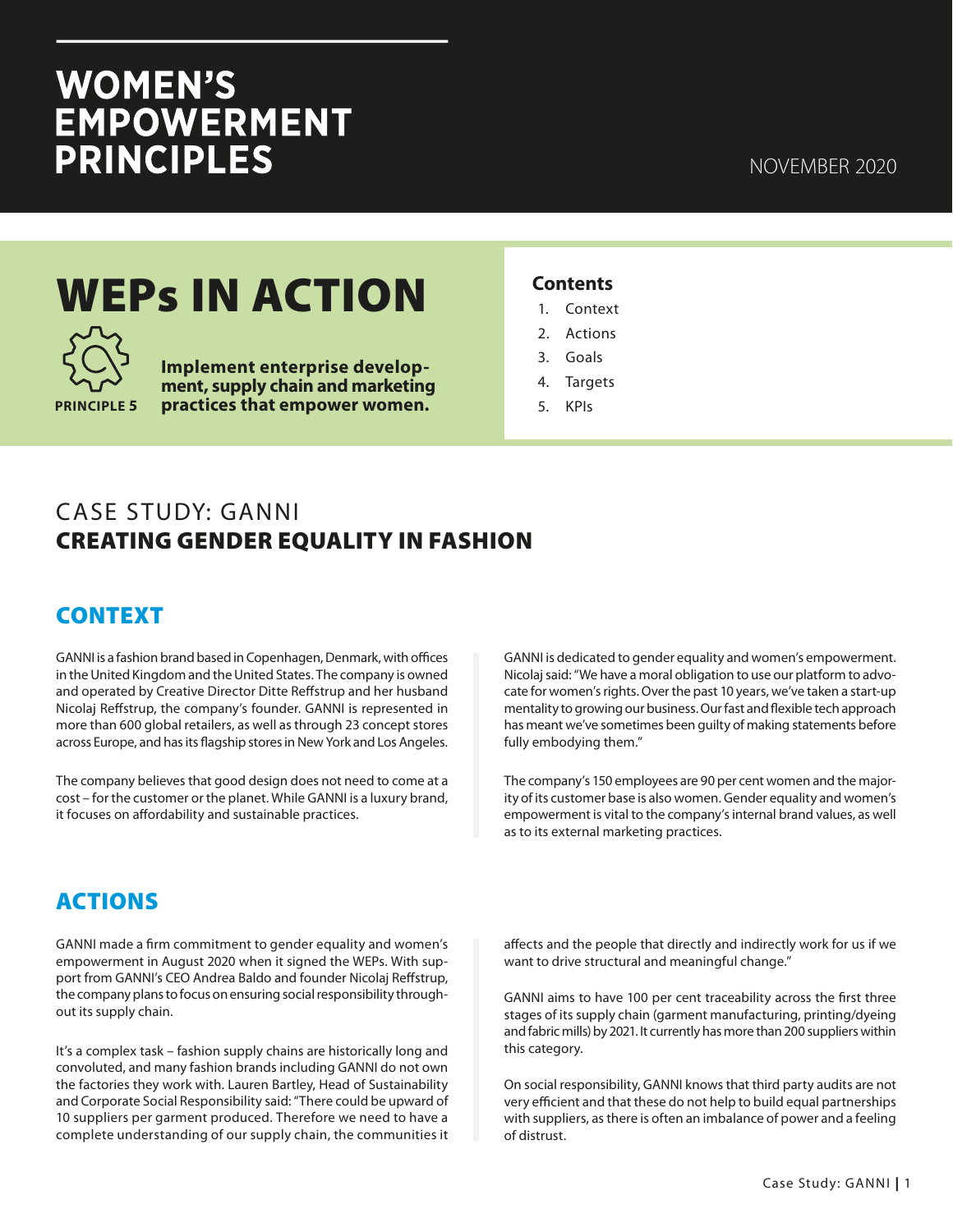# WOMEN'S EMPOWERMENT PRINCIPLES

NOVEMBER 2020

# WEPs IN ACTION

**PRINCIPLE 5**

**Implement enterprise development, supply chain and marketing practices that empower women.**

**Contents**

1. Context
2. Actions
3. Goals
4. Targets
5. KPIs

## CASE STUDY: GANNI
## CREATING GENDER EQUALITY IN FASHION

## CONTEXT

GANNI is a fashion brand based in Copenhagen, Denmark, with offices in the United Kingdom and the United States. The company is owned and operated by Creative Director Ditte Reffstrup and her husband Nicolaj Reffstrup, the company's founder. GANNI is represented in more than 600 global retailers, as well as through 23 concept stores across Europe, and has its flagship stores in New York and Los Angeles.

The company believes that good design does not need to come at a cost – for the customer or the planet. While GANNI is a luxury brand, it focuses on affordability and sustainable practices.

GANNI is dedicated to gender equality and women's empowerment. Nicolaj said: "We have a moral obligation to use our platform to advocate for women's rights. Over the past 10 years, we've taken a start-up mentality to growing our business. Our fast and flexible tech approach has meant we've sometimes been guilty of making statements before fully embodying them."

The company's 150 employees are 90 per cent women and the majority of its customer base is also women. Gender equality and women's empowerment is vital to the company's internal brand values, as well as to its external marketing practices.

## ACTIONS

GANNI made a firm commitment to gender equality and women's empowerment in August 2020 when it signed the WEPs. With support from GANNI's CEO Andrea Baldo and founder Nicolaj Reffstrup, the company plans to focus on ensuring social responsibility throughout its supply chain.

It's a complex task – fashion supply chains are historically long and convoluted, and many fashion brands including GANNI do not own the factories they work with. Lauren Bartley, Head of Sustainability and Corporate Social Responsibility said: "There could be upward of 10 suppliers per garment produced. Therefore we need to have a complete understanding of our supply chain, the communities it affects and the people that directly and indirectly work for us if we want to drive structural and meaningful change."

GANNI aims to have 100 per cent traceability across the first three stages of its supply chain (garment manufacturing, printing/dyeing and fabric mills) by 2021. It currently has more than 200 suppliers within this category.

On social responsibility, GANNI knows that third party audits are not very efficient and that these do not help to build equal partnerships with suppliers, as there is often an imbalance of power and a feeling of distrust.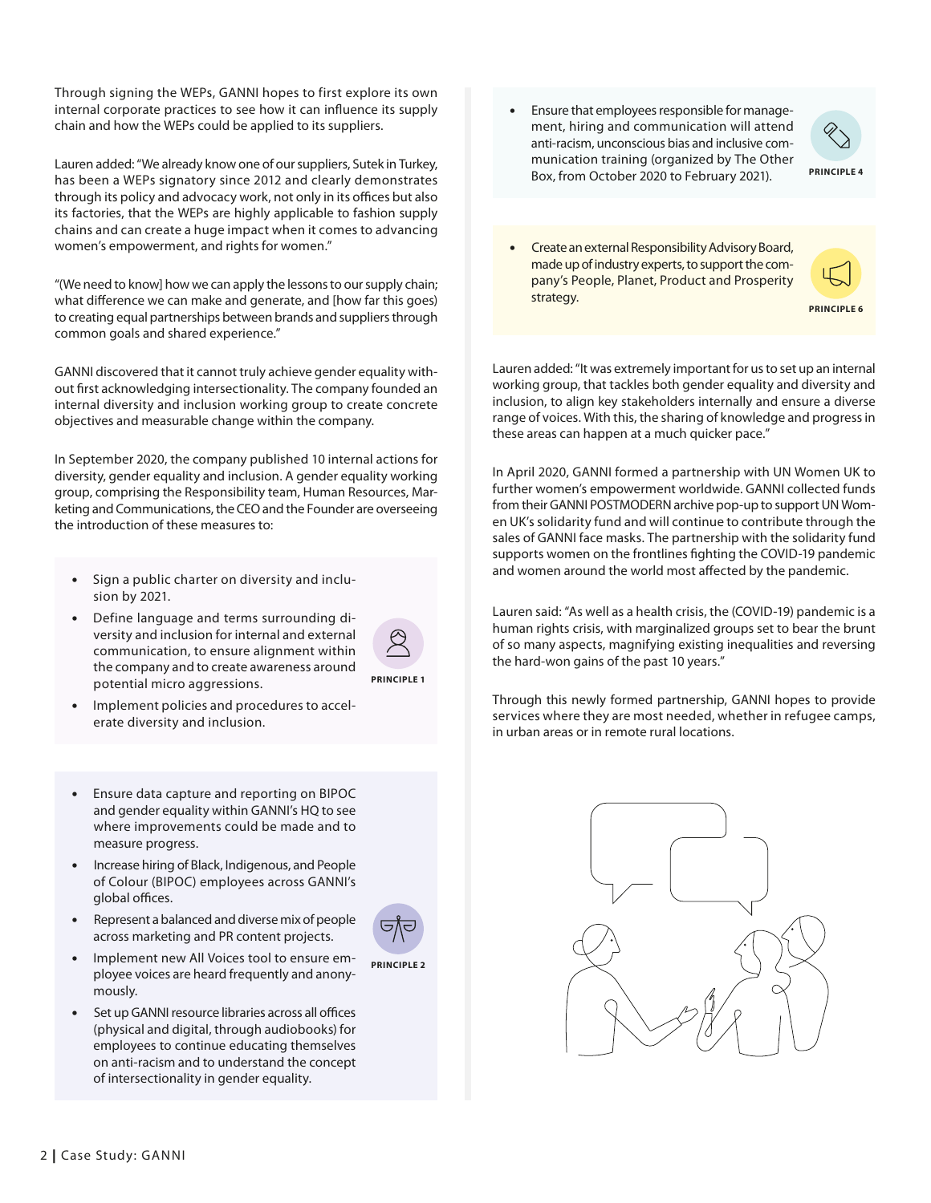Through signing the WEPs, GANNI hopes to first explore its own internal corporate practices to see how it can influence its supply chain and how the WEPs could be applied to its suppliers.

Lauren added: "We already know one of our suppliers, Sutek in Turkey, has been a WEPs signatory since 2012 and clearly demonstrates through its policy and advocacy work, not only in its offices but also its factories, that the WEPs are highly applicable to fashion supply chains and can create a huge impact when it comes to advancing women's empowerment, and rights for women."

"(We need to know) how we can apply the lessons to our supply chain; what difference we can make and generate, and [how far this goes) to creating equal partnerships between brands and suppliers through common goals and shared experience."

GANNI discovered that it cannot truly achieve gender equality without first acknowledging intersectionality. The company founded an internal diversity and inclusion working group to create concrete objectives and measurable change within the company.

In September 2020, the company published 10 internal actions for diversity, gender equality and inclusion. A gender equality working group, comprising the Responsibility team, Human Resources, Marketing and Communications, the CEO and the Founder are overseeing the introduction of these measures to:

- Sign a public charter on diversity and inclusion by 2021.
- Define language and terms surrounding diversity and inclusion for internal and external communication, to ensure alignment within the company and to create awareness around potential micro aggressions.
- Implement policies and procedures to accelerate diversity and inclusion.

PRINCIPLE 1

- Ensure data capture and reporting on BIPOC and gender equality within GANNI's HQ to see where improvements could be made and to measure progress.
- Increase hiring of Black, Indigenous, and People of Colour (BIPOC) employees across GANNI's global offices.
- Represent a balanced and diverse mix of people across marketing and PR content projects.
- Implement new All Voices tool to ensure employee voices are heard frequently and anonymously.
- Set up GANNI resource libraries across all offices (physical and digital, through audiobooks) for employees to continue educating themselves on anti-racism and to understand the concept of intersectionality in gender equality.

PRINCIPLE 2

- Ensure that employees responsible for management, hiring and communication will attend anti-racism, unconscious bias and inclusive communication training (organized by The Other Box, from October 2020 to February 2021).

PRINCIPLE 4

- Create an external Responsibility Advisory Board, made up of industry experts, to support the company's People, Planet, Product and Prosperity strategy.

PRINCIPLE 6

Lauren added: "It was extremely important for us to set up an internal working group, that tackles both gender equality and diversity and inclusion, to align key stakeholders internally and ensure a diverse range of voices. With this, the sharing of knowledge and progress in these areas can happen at a much quicker pace."

In April 2020, GANNI formed a partnership with UN Women UK to further women's empowerment worldwide. GANNI collected funds from their GANNI POSTMODERN archive pop-up to support UN Women UK's solidarity fund and will continue to contribute through the sales of GANNI face masks. The partnership with the solidarity fund supports women on the frontlines fighting the COVID-19 pandemic and women around the world most affected by the pandemic.

Lauren said: "As well as a health crisis, the (COVID-19) pandemic is a human rights crisis, with marginalized groups set to bear the brunt of so many aspects, magnifying existing inequalities and reversing the hard-won gains of the past 10 years."

Through this newly formed partnership, GANNI hopes to provide services where they are most needed, whether in refugee camps, in urban areas or in remote rural locations.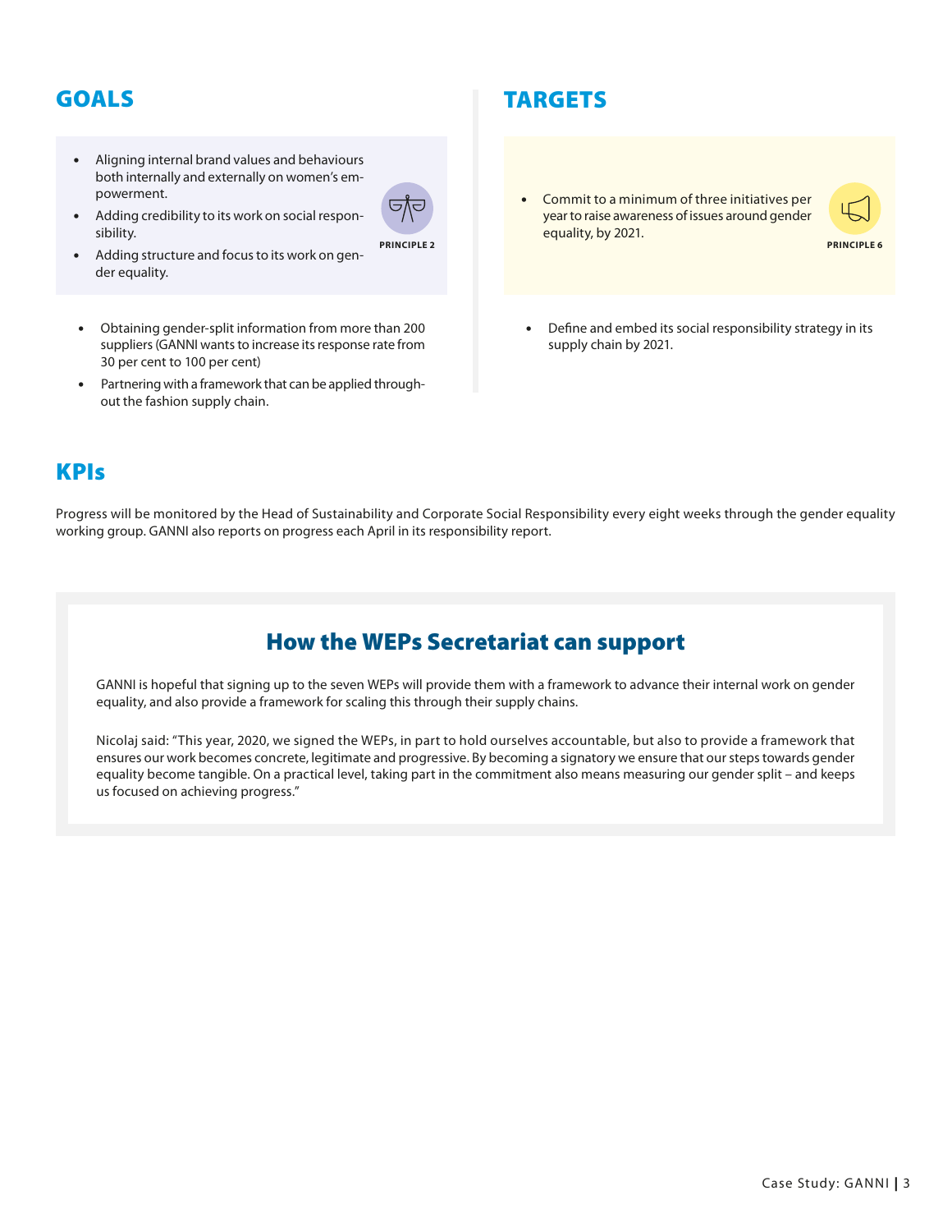## GOALS

- Aligning internal brand values and behaviours both internally and externally on women's empowerment.
- Adding credibility to its work on social responsibility.
- Adding structure and focus to its work on gender equality.

PRINCIPLE 2

- Obtaining gender-split information from more than 200 suppliers (GANNI wants to increase its response rate from 30 per cent to 100 per cent)
- Partnering with a framework that can be applied throughout the fashion supply chain.

## TARGETS

- Commit to a minimum of three initiatives per year to raise awareness of issues around gender equality, by 2021.

PRINCIPLE 6

- Define and embed its social responsibility strategy in its supply chain by 2021.

## KPIs

Progress will be monitored by the Head of Sustainability and Corporate Social Responsibility every eight weeks through the gender equality working group. GANNI also reports on progress each April in its responsibility report.

## How the WEPs Secretariat can support

GANNI is hopeful that signing up to the seven WEPs will provide them with a framework to advance their internal work on gender equality, and also provide a framework for scaling this through their supply chains.

Nicolaj said: "This year, 2020, we signed the WEPs, in part to hold ourselves accountable, but also to provide a framework that ensures our work becomes concrete, legitimate and progressive. By becoming a signatory we ensure that our steps towards gender equality become tangible. On a practical level, taking part in the commitment also means measuring our gender split – and keeps us focused on achieving progress."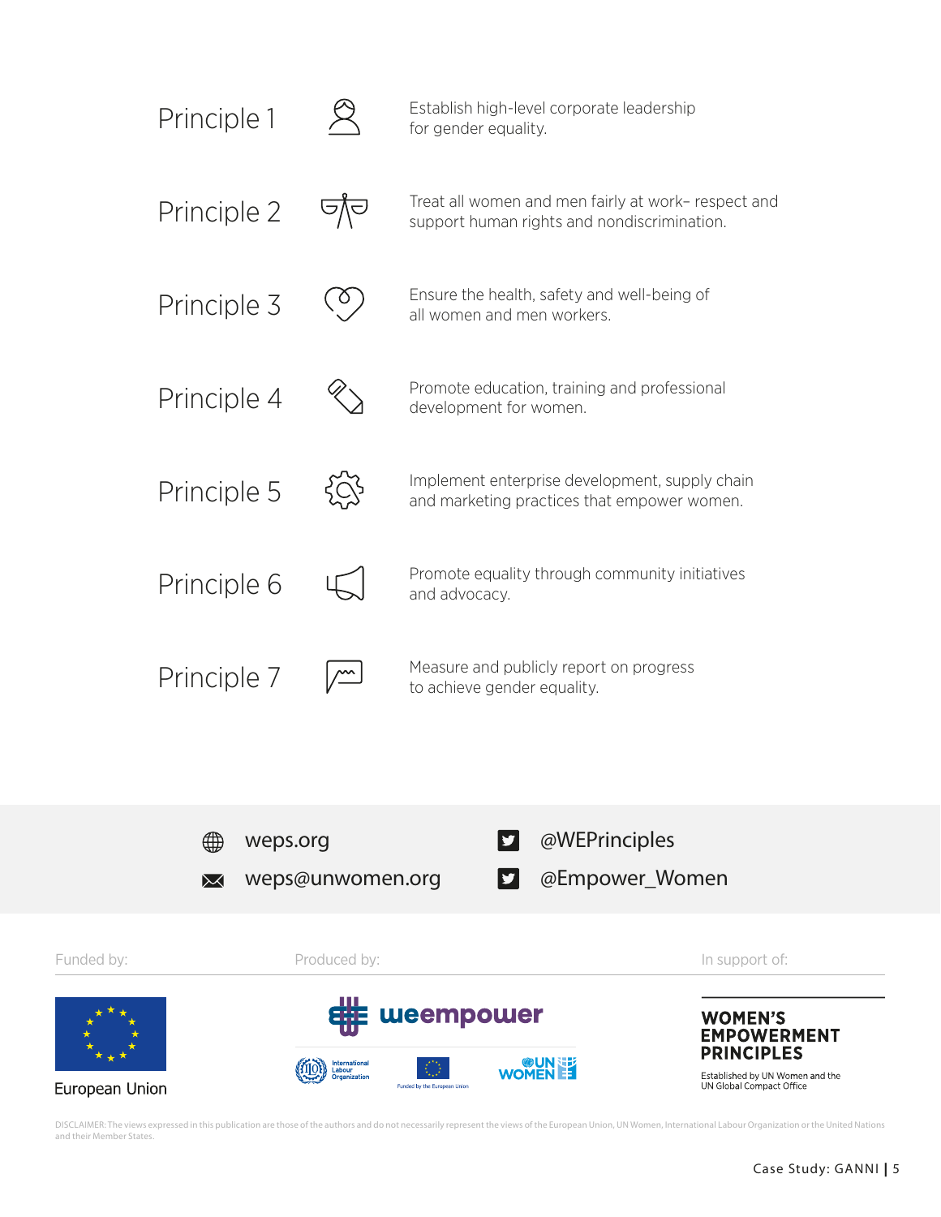| | |
|---|---|
| Principle 1 | Establish high-level corporate leadership for gender equality. |
| Principle 2 | Treat all women and men fairly at work– respect and support human rights and nondiscrimination. |
| Principle 3 | Ensure the health, safety and well-being of all women and men workers. |
| Principle 4 | Promote education, training and professional development for women. |
| Principle 5 | Implement enterprise development, supply chain and marketing practices that empower women. |
| Principle 6 | Promote equality through community initiatives and advocacy. |
| Principle 7 | Measure and publicly report on progress to achieve gender equality. |

weps.org

weps@unwomen.org

@WEPrinciples

@Empower_Women

Funded by:

European Union

Produced by:

weempower

International Labour Organization

Funded by the European Union

UN WOMEN

In support of:

WOMEN'S EMPOWERMENT PRINCIPLES

Established by UN Women and the UN Global Compact Office

DISCLAIMER: The views expressed in this publication are those of the authors and do not necessarily represent the views of the European Union, UN Women, International Labour Organization or the United Nations and their Member States.